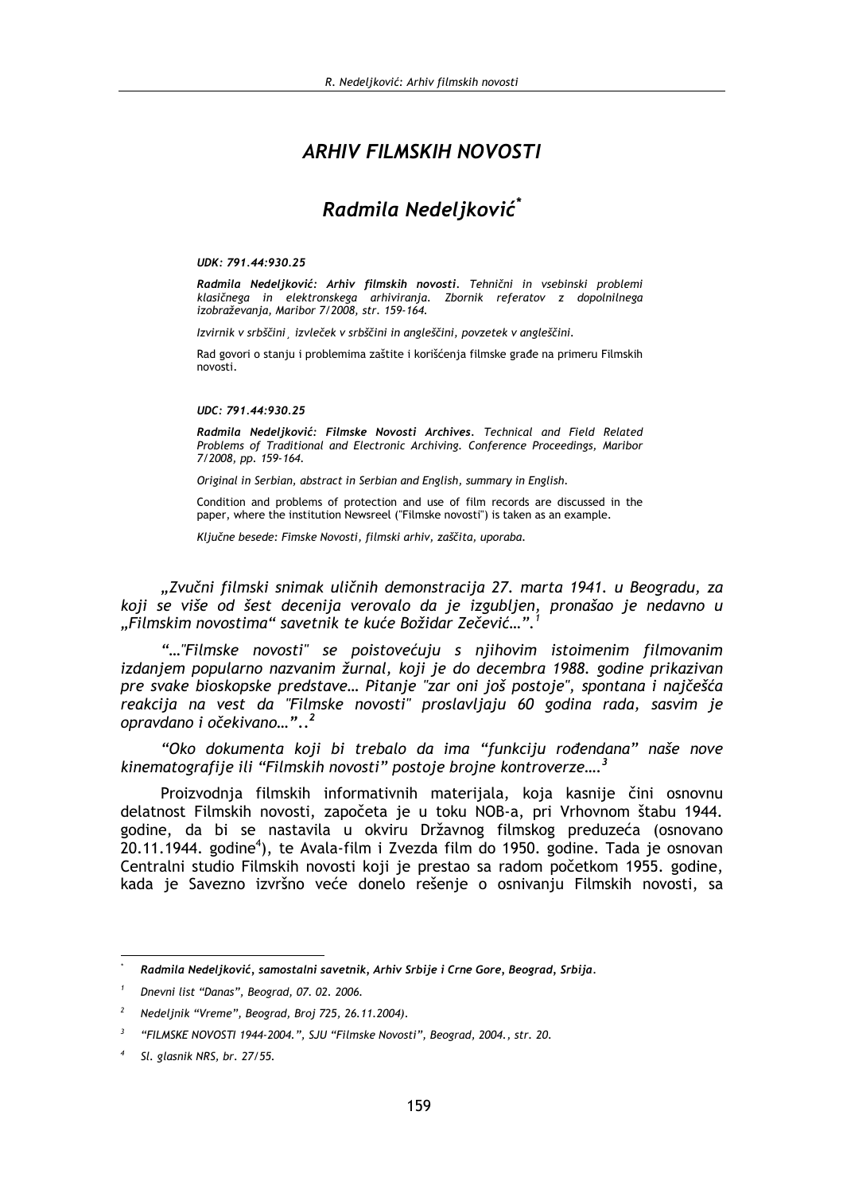# ARHIV FILMSKIH NOVOSTI

## Radmila Nedeljković*

***UDK: 791.44:930.25***

***Radmila Nedeljković: Arhiv filmskih novosti**. Tehnični in vsebinski problemi klasičnega in elektronskega arhiviranja. Zbornik referatov z dopolnilnega izobraževanja, Maribor 7/2008, str. 159-164.*

*Izvirnik v srbščini¸ izvleček v srbščini in angleščini, povzetek v angleščini.*

Rad govori o stanju i problemima zaštite i korišćenja filmske građe na primeru Filmskih novosti.

***UDC: 791.44:930.25***

***Radmila Nedeljković: Filmske Novosti Archives**. Technical and Field Related Problems of Traditional and Electronic Archiving. Conference Proceedings, Maribor 7/2008, pp. 159-164.*

*Original in Serbian, abstract in Serbian and English, summary in English.*

Condition and problems of protection and use of film records are discussed in the paper, where the institution Newsreel ("Filmske novosti") is taken as an example.

*Ključne besede: Fimske Novosti, filmski arhiv, zaščita, uporaba.*

*„Zvučni filmski snimak uličnih demonstracija 27. marta 1941. u Beogradu, za koji se više od šest decenija verovalo da je izgubljen, pronašao je nedavno u „Filmskim novostima" savetnik te kuće Božidar Zečević…".*[1]

*"…"Filmske novosti" se poistovećuju s njihovim istoimenim filmovanim izdanjem popularno nazvanim žurnal, koji je do decembra 1988. godine prikazivan pre svake bioskopske predstave… Pitanje "zar oni još postoje", spontana i najčešća reakcija na vest da "Filmske novosti" proslavljaju 60 godina rada, sasvim je opravdano i očekivano…"..*[2]

*"Oko dokumenta koji bi trebalo da ima "funkciju rođendana" naše nove kinematografije ili "Filmskih novosti" postoje brojne kontroverze….*[3]

Proizvodnja filmskih informativnih materijala, koja kasnije čini osnovnu delatnost Filmskih novosti, započeta je u toku NOB-a, pri Vrhovnom štabu 1944. godine, da bi se nastavila u okviru Državnog filmskog preduzeća (osnovano 20.11.1944. godine[4]), te Avala-film i Zvezda film do 1950. godine. Tada je osnovan Centralni studio Filmskih novosti koji je prestao sa radom početkom 1955. godine, kada je Savezno izvršno veće donelo rešenje o osnivanju Filmskih novosti, sa

---

\* ***Radmila Nedeljković**, samostalni savetnik, Arhiv Srbije i Crne Gore, Beograd, Srbija.*

[1] *Dnevni list "Danas", Beograd, 07. 02. 2006.*

[2] *Nedeljnik "Vreme", Beograd, Broj 725, 26.11.2004).*

[3] *"FILMSKE NOVOSTI 1944-2004.", SJU "Filmske Novosti", Beograd, 2004., str. 20.*

[4] *Sl. glasnik NRS, br. 27/55.*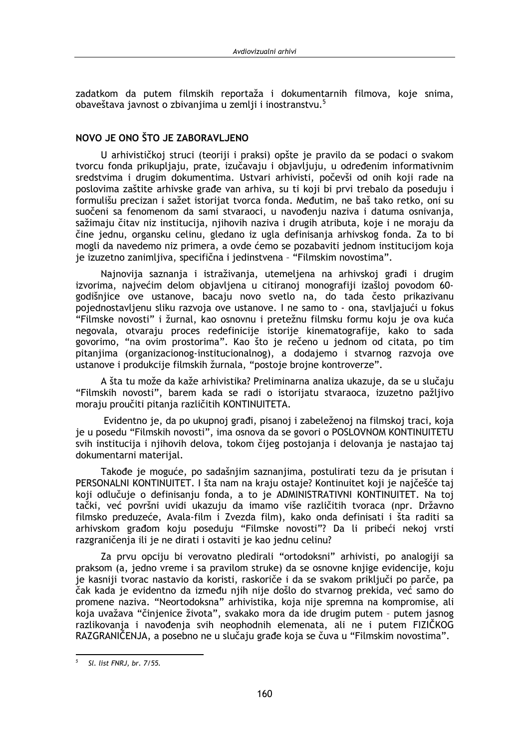zadatkom da putem filmskih reportaža i dokumentarnih filmova, koje snima, obaveštava javnost o zbivanjima u zemlji i inostranstvu.[5]

## NOVO JE ONO ŠTO JE ZABORAVLJENO

U arhivističkoj struci (teoriji i praksi) opšte je pravilo da se podaci o svakom tvorcu fonda prikupljaju, prate, izučavaju i objavljuju, u određenim informativnim sredstvima i drugim dokumentima. Ustvari arhivisti, počevši od onih koji rade na poslovima zaštite arhivske građe van arhiva, su ti koji bi prvi trebalo da poseduju i formulišu precizan i sažet istorijat tvorca fonda. Međutim, ne baš tako retko, oni su suočeni sa fenomenom da sami stvaraoci, u navođenju naziva i datuma osnivanja, sažimaju čitav niz institucija, njihovih naziva i drugih atributa, koje i ne moraju da čine jednu, organsku celinu, gledano iz ugla definisanja arhivskog fonda. Za to bi mogli da navedemo niz primera, a ovde ćemo se pozabaviti jednom institucijom koja je izuzetno zanimljiva, specifična i jedinstvena – "Filmskim novostima".

Najnovija saznanja i istraživanja, utemeljena na arhivskoj građi i drugim izvorima, najvećim delom objavljena u citiranoj monografiji izašloj povodom 60-godišnjice ove ustanove, bacaju novo svetlo na, do tada često prikazivanu pojednostavljenu sliku razvoja ove ustanove. I ne samo to - ona, stavljajući u fokus "Filmske novosti" i žurnal, kao osnovnu i pretežnu filmsku formu koju je ova kuća negovala, otvaraju proces redefinicije istorije kinematografije, kako to sada govorimo, "na ovim prostorima". Kao što je rečeno u jednom od citata, po tim pitanjima (organizacionog-institucionalnog), a dodajemo i stvarnog razvoja ove ustanove i produkcije filmskih žurnala, "postoje brojne kontroverze".

A šta tu može da kaže arhivistika? Preliminarna analiza ukazuje, da se u slučaju "Filmskih novosti", barem kada se radi o istorijatu stvaraoca, izuzetno pažljivo moraju proučiti pitanja različitih KONTINUITETA.

Evidentno je, da po ukupnoj građi, pisanoj i zabeleženoj na filmskoj traci, koja je u posedu "Filmskih novosti", ima osnova da se govori o POSLOVNOM KONTINUITETU svih institucija i njihovih delova, tokom čijeg postojanja i delovanja je nastajao taj dokumentarni materijal.

Takođe je moguće, po sadašnjim saznanjima, postulirati tezu da je prisutan i PERSONALNI KONTINUITET. I šta nam na kraju ostaje? Kontinuitet koji je najčešće taj koji odlučuje o definisanju fonda, a to je ADMINISTRATIVNI KONTINUITET. Na toj tački, već površni uvidi ukazuju da imamo više različitih tvoraca (npr. Državno filmsko preduzeće, Avala-film i Zvezda film), kako onda definisati i šta raditi sa arhivskom građom koju poseduju "Filmske novosti"? Da li pribeći nekoj vrsti razgraničenja ili je ne dirati i ostaviti je kao jednu celinu?

Za prvu opciju bi verovatno pledirali "ortodoksni" arhivisti, po analogiji sa praksom (a, jedno vreme i sa pravilom struke) da se osnovne knjige evidencije, koju je kasniji tvorac nastavio da koristi, raskoriče i da se svakom priključi po parče, pa čak kada je evidentno da između njih nije došlo do stvarnog prekida, već samo do promene naziva. "Neortodoksna" arhivistika, koja nije spremna na kompromise, ali koja uvažava "činjenice života", svakako mora da ide drugim putem – putem jasnog razlikovanja i navođenja svih neophodnih elemenata, ali ne i putem FIZIČKOG RAZGRANIČENJA, a posebno ne u slučaju građe koja se čuva u "Filmskim novostima".

---

[5] *Sl. list FNRJ, br. 7/55.*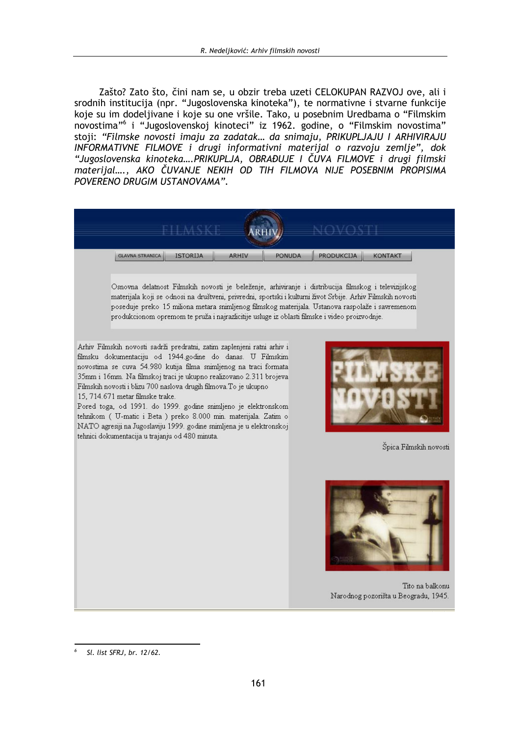Zašto? Zato što, čini nam se, u obzir treba uzeti CELOKUPAN RAZVOJ ove, ali i srodnih institucija (npr. "Jugoslovenska kinoteka"), te normativne i stvarne funkcije koje su im dodeljivane i koje su one vršile. Tako, u posebnim Uredbama o "Filmskim novostima"[6] i "Jugoslovenskoj kinoteci" iz 1962. godine, o "Filmskim novostima" stoji: *"Filmske novosti imaju za zadatak... da snimaju, PRIKUPLJAJU I ARHIVIRAJU INFORMATIVNE FILMOVE i drugi informativni materijal o razvoju zemlje"*, dok *"Jugoslovenska kinoteka....PRIKUPLJA, OBRAĐUJE I ČUVA FILMOVE i drugi filmski materijal...., AKO ČUVANJE NEKIH OD TIH FILMOVA NIJE POSEBNIM PROPISIMA POVERENO DRUGIM USTANOVAMA".*

FILMSKE ARHIV NOVOSTI

GLAVNA STRANICA | ISTORIJA | ARHIV | PONUDA | PRODUKCIJA | KONTAKT

Osnovna delatnost Filmskih novosti je beleženje, arhiviranje i distribucija filmskog i televizijskog materijala koji se odnosi na društveni, privredni, sportski i kulturni život Srbije. Arhiv Filmskih novosti poseduje preko 15 miliona metara snimljenog filmskog materijala. Ustanova raspolaže i savremenom produkcionom opremom te pruža i najrazličitije usluge iz oblasti filmske i video proizvodnje.

Arhiv Filmskih novosti sadrži predratni, zatim zaplenjeni ratni arhiv i filmsku dokumentaciju od 1944.godine do danas. U Filmskim novostima se cuva 54.980 kutija filma snimljenog na traci formata 35mm i 16mm. Na filmskoj traci je ukupno realizovano 2.311 brojeva Filmskih novosti i blizu 700 naslova drugih filmova.To je ukupno 15, 714.671 metar filmske trake.
Pored toga, od 1991. do 1999. godine snimljeno je elektronskom tehnikom ( U-matic i Beta ) preko 8.000 min. materijala. Zatim o NATO agresiji na Jugoslaviju 1999. godine snimljena je u elektronskoj tehnici dokumentacija u trajanju od 480 minuta.

Špica Filmskih novosti

Tito na balkonu Narodnog pozorišta u Beogradu, 1945.

---

[6] *Sl. list SFRJ, br. 12/62.*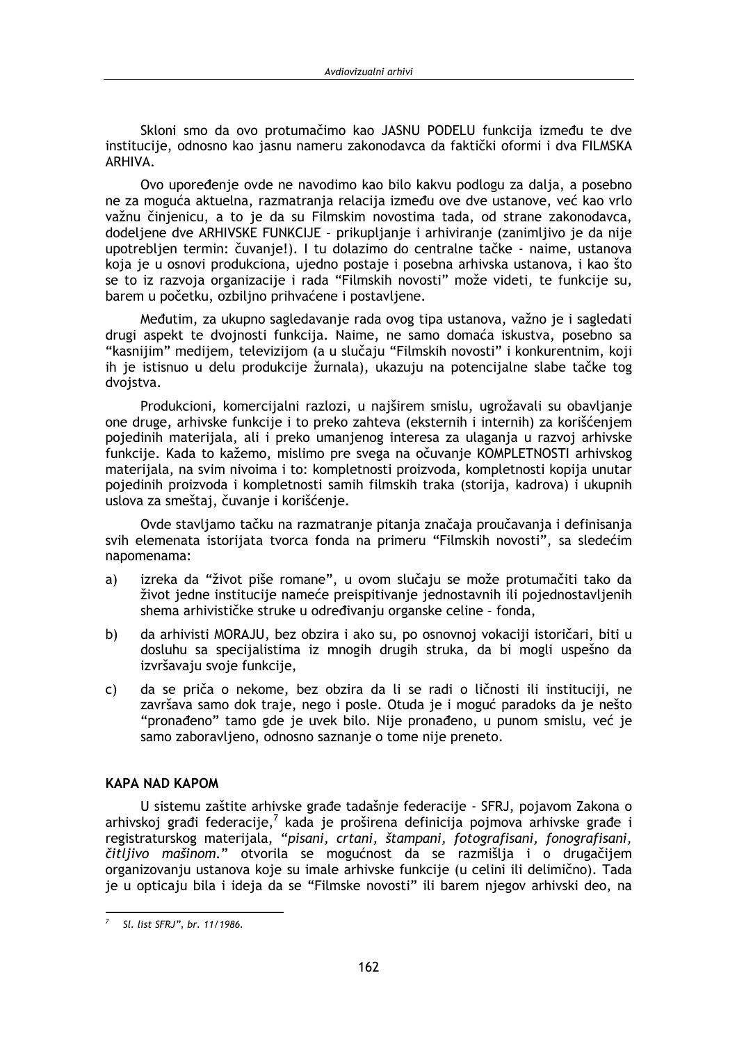Skloni smo da ovo protumačimo kao JASNU PODELU funkcija između te dve institucije, odnosno kao jasnu nameru zakonodavca da faktički oformi i dva FILMSKA ARHIVA.

Ovo upoređenje ovde ne navodimo kao bilo kakvu podlogu za dalja, a posebno ne za moguća aktuelna, razmatranja relacija između ove dve ustanove, već kao vrlo važnu činjenicu, a to je da su Filmskim novostima tada, od strane zakonodavca, dodeljene dve ARHIVSKE FUNKCIJE – prikupljanje i arhiviranje (zanimljivo je da nije upotrebljen termin: čuvanje!). I tu dolazimo do centralne tačke - naime, ustanova koja je u osnovi produkciona, ujedno postaje i posebna arhivska ustanova, i kao što se to iz razvoja organizacije i rada "Filmskih novosti" može videti, te funkcije su, barem u početku, ozbiljno prihvaćene i postavljene.

Međutim, za ukupno sagledavanje rada ovog tipa ustanova, važno je i sagledati drugi aspekt te dvojnosti funkcija. Naime, ne samo domaća iskustva, posebno sa "kasnijim" medijem, televizijom (a u slučaju "Filmskih novosti" i konkurentnim, koji ih je istisnuo u delu produkcije žurnala), ukazuju na potencijalne slabe tačke tog dvojstva.

Produkcioni, komercijalni razlozi, u najširem smislu, ugrožavali su obavljanje one druge, arhivske funkcije i to preko zahteva (eksternih i internih) za korišćenjem pojedinih materijala, ali i preko umanjenog interesa za ulaganja u razvoj arhivske funkcije. Kada to kažemo, mislimo pre svega na očuvanje KOMPLETNOSTI arhivskog materijala, na svim nivoima i to: kompletnosti proizvoda, kompletnosti kopija unutar pojedinih proizvoda i kompletnosti samih filmskih traka (storija, kadrova) i ukupnih uslova za smeštaj, čuvanje i korišćenje.

Ovde stavljamo tačku na razmatranje pitanja značaja proučavanja i definisanja svih elemenata istorijata tvorca fonda na primeru "Filmskih novosti", sa sledećim napomenama:

a) izreka da "život piše romane", u ovom slučaju se može protumačiti tako da život jedne institucije nameće preispitivanje jednostavnih ili pojednostavljenih shema arhivističke struke u određivanju organske celine – fonda,

b) da arhivisti MORAJU, bez obzira i ako su, po osnovnoj vokaciji istoričari, biti u dosluhu sa specijalistima iz mnogih drugih struka, da bi mogli uspešno da izvršavaju svoje funkcije,

c) da se priča o nekome, bez obzira da li se radi o ličnosti ili instituciji, ne završava samo dok traje, nego i posle. Otuda je i moguć paradoks da je nešto "pronađeno" tamo gde je uvek bilo. Nije pronađeno, u punom smislu, već je samo zaboravljeno, odnosno saznanje o tome nije preneto.

## KAPA NAD KAPOM

U sistemu zaštite arhivske građe tadašnje federacije - SFRJ, pojavom Zakona o arhivskoj građi federacije,[7] kada je proširena definicija pojmova arhivske građe i registraturskog materijala, "*pisani, crtani, štampani, fotografisani, fonografisani, čitljivo mašinom.*" otvorila se mogućnost da se razmišlja i o drugačijem organizovanju ustanova koje su imale arhivske funkcije (u celini ili delimično). Tada je u opticaju bila i ideja da se "Filmske novosti" ili barem njegov arhivski deo, na

---

[7] Sl. list SFRJ", br. 11/1986.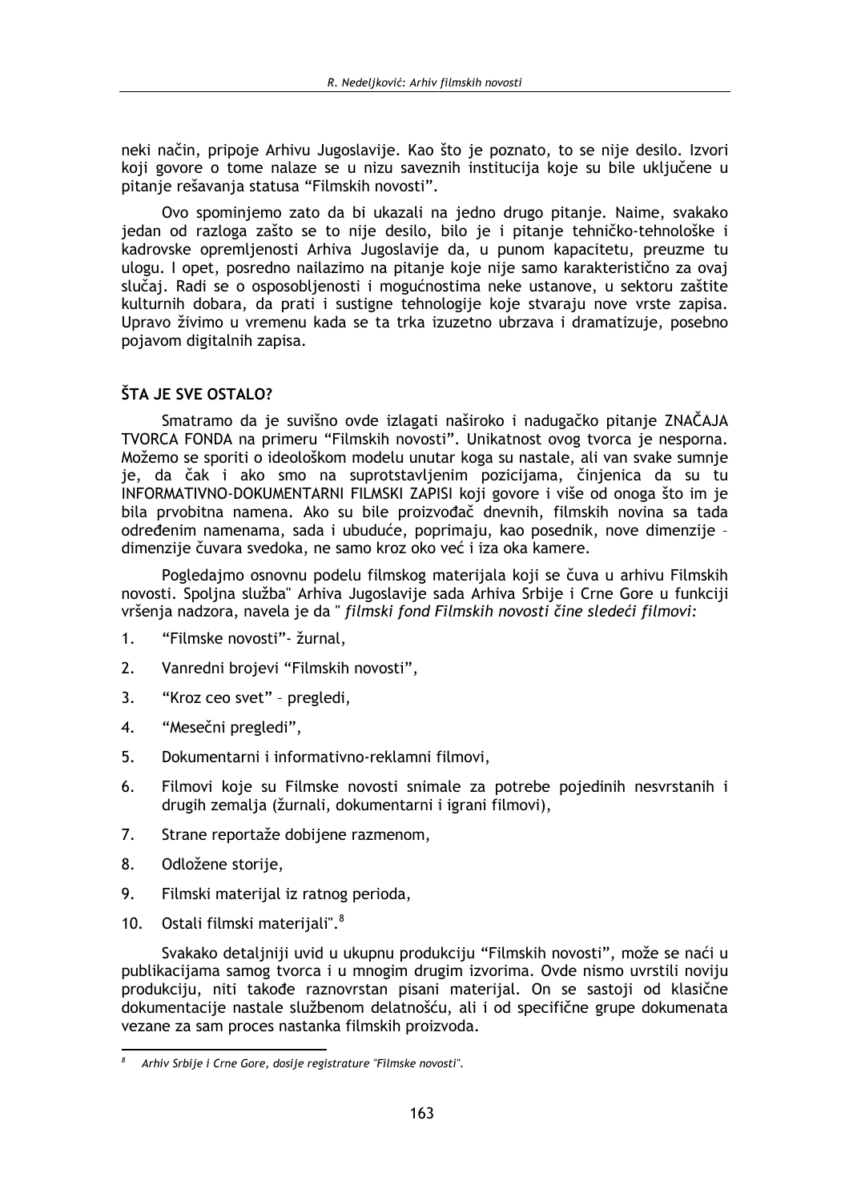neki način, pripoje Arhivu Jugoslavije. Kao što je poznato, to se nije desilo. Izvori koji govore o tome nalaze se u nizu saveznih institucija koje su bile uključene u pitanje rešavanja statusa "Filmskih novosti".

Ovo spominjemo zato da bi ukazali na jedno drugo pitanje. Naime, svakako jedan od razloga zašto se to nije desilo, bilo je i pitanje tehničko-tehnološke i kadrovske opremljenosti Arhiva Jugoslavije da, u punom kapacitetu, preuzme tu ulogu. I opet, posredno nailazimo na pitanje koje nije samo karakteristično za ovaj slučaj. Radi se o osposobljenosti i mogućnostima neke ustanove, u sektoru zaštite kulturnih dobara, da prati i sustigne tehnologije koje stvaraju nove vrste zapisa. Upravo živimo u vremenu kada se ta trka izuzetno ubrzava i dramatizuje, posebno pojavom digitalnih zapisa.

## ŠTA JE SVE OSTALO?

Smatramo da je suvišno ovde izlagati naširoko i nadugačko pitanje ZNAČAJA TVORCA FONDA na primeru "Filmskih novosti". Unikatnost ovog tvorca je nesporna. Možemo se sporiti o ideološkom modelu unutar koga su nastale, ali van svake sumnje je, da čak i ako smo na suprotstavljenim pozicijama, činjenica da su tu INFORMATIVNO-DOKUMENTARNI FILMSKI ZAPISI koji govore i više od onoga što im je bila prvobitna namena. Ako su bile proizvođač dnevnih, filmskih novina sa tada određenim namenama, sada i ubuduće, poprimaju, kao posednik, nove dimenzije – dimenzije čuvara svedoka, ne samo kroz oko već i iza oka kamere.

Pogledajmo osnovnu podelu filmskog materijala koji se čuva u arhivu Filmskih novosti. Spoljna služba" Arhiva Jugoslavije sada Arhiva Srbije i Crne Gore u funkciji vršenja nadzora, navela je da " *filmski fond Filmskih novosti čine sledeći filmovi:*

1. "Filmske novosti"- žurnal,
2. Vanredni brojevi "Filmskih novosti",
3. "Kroz ceo svet" – pregledi,
4. "Mesečni pregledi",
5. Dokumentarni i informativno-reklamni filmovi,
6. Filmovi koje su Filmske novosti snimale za potrebe pojedinih nesvrstanih i drugih zemalja (žurnali, dokumentarni i igrani filmovi),
7. Strane reportaže dobijene razmenom,
8. Odložene storije,
9. Filmski materijal iz ratnog perioda,
10. Ostali filmski materijali".[8]

Svakako detaljniji uvid u ukupnu produkciju "Filmskih novosti", može se naći u publikacijama samog tvorca i u mnogim drugim izvorima. Ovde nismo uvrstili noviju produkciju, niti takođe raznovrstan pisani materijal. On se sastoji od klasične dokumentacije nastale službenom delatnošću, ali i od specifične grupe dokumenata vezane za sam proces nastanka filmskih proizvoda.

---

[8] *Arhiv Srbije i Crne Gore, dosije registrature "Filmske novosti".*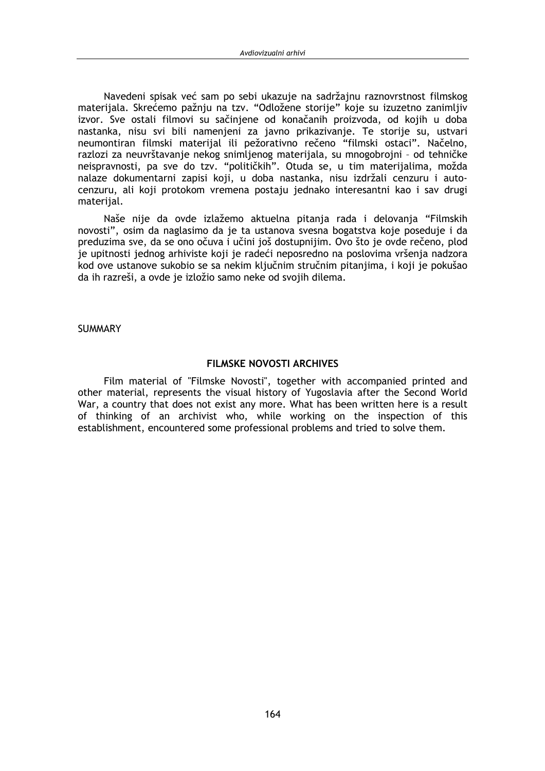Navedeni spisak već sam po sebi ukazuje na sadržajnu raznovrstnost filmskog materijala. Skrećemo pažnju na tzv. "Odložene storije" koje su izuzetno zanimljiv izvor. Sve ostali filmovi su sačinjene od konačanih proizvoda, od kojih u doba nastanka, nisu svi bili namenjeni za javno prikazivanje. Te storije su, ustvari neumontiran filmski materijal ili pežorativno rečeno "filmski ostaci". Načelno, razlozi za neuvrštavanje nekog snimljenog materijala, su mnogobrojni – od tehničke neispravnosti, pa sve do tzv. "političkih". Otuda se, u tim materijalima, možda nalaze dokumentarni zapisi koji, u doba nastanka, nisu izdržali cenzuru i autocenzuru, ali koji protokom vremena postaju jednako interesantni kao i sav drugi materijal.

Naše nije da ovde izlažemo aktuelna pitanja rada i delovanja "Filmskih novosti", osim da naglasimo da je ta ustanova svesna bogatstva koje poseduje i da preduzima sve, da se ono očuva i učini još dostupnijim. Ovo što je ovde rečeno, plod je upitnosti jednog arhiviste koji je radeći neposredno na poslovima vršenja nadzora kod ove ustanove sukobio se sa nekim ključnim stručnim pitanjima, i koji je pokušao da ih razreši, a ovde je izložio samo neke od svojih dilema.

SUMMARY

## FILMSKE NOVOSTI ARCHIVES

Film material of "Filmske Novosti", together with accompanied printed and other material, represents the visual history of Yugoslavia after the Second World War, a country that does not exist any more. What has been written here is a result of thinking of an archivist who, while working on the inspection of this establishment, encountered some professional problems and tried to solve them.